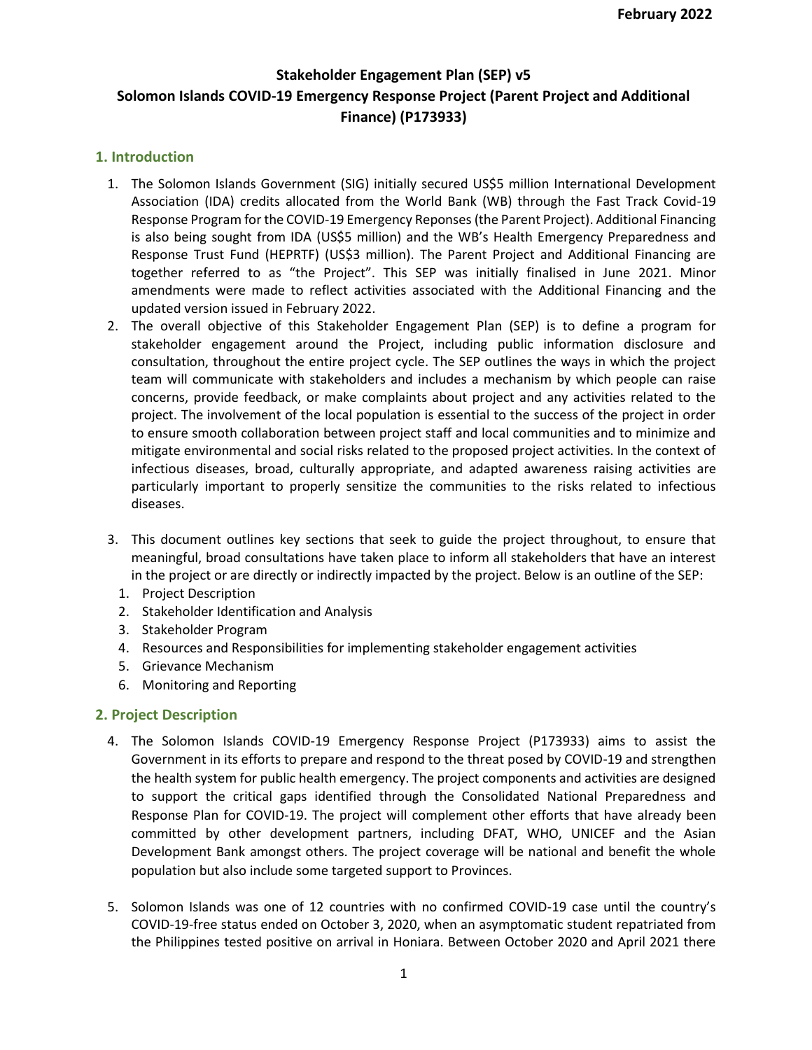February 2022

# Stakeholder Engagement Plan (SEP) v5
# Solomon Islands COVID-19 Emergency Response Project (Parent Project and Additional Finance) (P173933)

## 1. Introduction

1. The Solomon Islands Government (SIG) initially secured US$5 million International Development Association (IDA) credits allocated from the World Bank (WB) through the Fast Track Covid-19 Response Program for the COVID-19 Emergency Reponses (the Parent Project). Additional Financing is also being sought from IDA (US$5 million) and the WB's Health Emergency Preparedness and Response Trust Fund (HEPRTF) (US$3 million). The Parent Project and Additional Financing are together referred to as "the Project". This SEP was initially finalised in June 2021. Minor amendments were made to reflect activities associated with the Additional Financing and the updated version issued in February 2022.
2. The overall objective of this Stakeholder Engagement Plan (SEP) is to define a program for stakeholder engagement around the Project, including public information disclosure and consultation, throughout the entire project cycle. The SEP outlines the ways in which the project team will communicate with stakeholders and includes a mechanism by which people can raise concerns, provide feedback, or make complaints about project and any activities related to the project. The involvement of the local population is essential to the success of the project in order to ensure smooth collaboration between project staff and local communities and to minimize and mitigate environmental and social risks related to the proposed project activities. In the context of infectious diseases, broad, culturally appropriate, and adapted awareness raising activities are particularly important to properly sensitize the communities to the risks related to infectious diseases.
3. This document outlines key sections that seek to guide the project throughout, to ensure that meaningful, broad consultations have taken place to inform all stakeholders that have an interest in the project or are directly or indirectly impacted by the project. Below is an outline of the SEP:
   1. Project Description
   2. Stakeholder Identification and Analysis
   3. Stakeholder Program
   4. Resources and Responsibilities for implementing stakeholder engagement activities
   5. Grievance Mechanism
   6. Monitoring and Reporting

## 2. Project Description

4. The Solomon Islands COVID-19 Emergency Response Project (P173933) aims to assist the Government in its efforts to prepare and respond to the threat posed by COVID-19 and strengthen the health system for public health emergency. The project components and activities are designed to support the critical gaps identified through the Consolidated National Preparedness and Response Plan for COVID-19. The project will complement other efforts that have already been committed by other development partners, including DFAT, WHO, UNICEF and the Asian Development Bank amongst others. The project coverage will be national and benefit the whole population but also include some targeted support to Provinces.

5. Solomon Islands was one of 12 countries with no confirmed COVID-19 case until the country's COVID-19-free status ended on October 3, 2020, when an asymptomatic student repatriated from the Philippines tested positive on arrival in Honiara. Between October 2020 and April 2021 there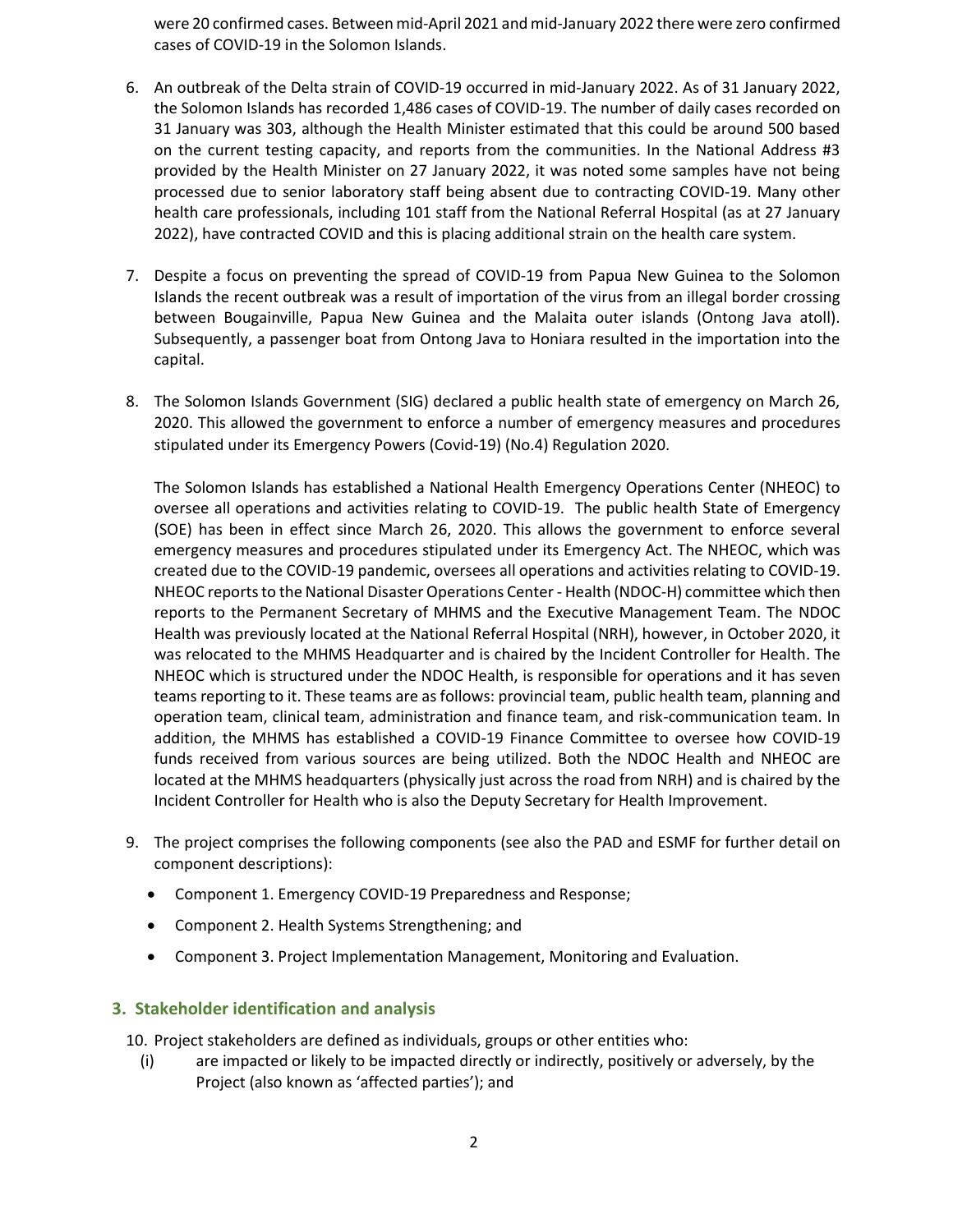were 20 confirmed cases. Between mid-April 2021 and mid-January 2022 there were zero confirmed cases of COVID-19 in the Solomon Islands.

6. An outbreak of the Delta strain of COVID-19 occurred in mid-January 2022. As of 31 January 2022, the Solomon Islands has recorded 1,486 cases of COVID-19. The number of daily cases recorded on 31 January was 303, although the Health Minister estimated that this could be around 500 based on the current testing capacity, and reports from the communities. In the National Address #3 provided by the Health Minister on 27 January 2022, it was noted some samples have not being processed due to senior laboratory staff being absent due to contracting COVID-19. Many other health care professionals, including 101 staff from the National Referral Hospital (as at 27 January 2022), have contracted COVID and this is placing additional strain on the health care system.

7. Despite a focus on preventing the spread of COVID-19 from Papua New Guinea to the Solomon Islands the recent outbreak was a result of importation of the virus from an illegal border crossing between Bougainville, Papua New Guinea and the Malaita outer islands (Ontong Java atoll). Subsequently, a passenger boat from Ontong Java to Honiara resulted in the importation into the capital.

8. The Solomon Islands Government (SIG) declared a public health state of emergency on March 26, 2020. This allowed the government to enforce a number of emergency measures and procedures stipulated under its Emergency Powers (Covid-19) (No.4) Regulation 2020.

   The Solomon Islands has established a National Health Emergency Operations Center (NHEOC) to oversee all operations and activities relating to COVID-19. The public health State of Emergency (SOE) has been in effect since March 26, 2020. This allows the government to enforce several emergency measures and procedures stipulated under its Emergency Act. The NHEOC, which was created due to the COVID-19 pandemic, oversees all operations and activities relating to COVID-19. NHEOC reports to the National Disaster Operations Center - Health (NDOC-H) committee which then reports to the Permanent Secretary of MHMS and the Executive Management Team. The NDOC Health was previously located at the National Referral Hospital (NRH), however, in October 2020, it was relocated to the MHMS Headquarter and is chaired by the Incident Controller for Health. The NHEOC which is structured under the NDOC Health, is responsible for operations and it has seven teams reporting to it. These teams are as follows: provincial team, public health team, planning and operation team, clinical team, administration and finance team, and risk-communication team. In addition, the MHMS has established a COVID-19 Finance Committee to oversee how COVID-19 funds received from various sources are being utilized. Both the NDOC Health and NHEOC are located at the MHMS headquarters (physically just across the road from NRH) and is chaired by the Incident Controller for Health who is also the Deputy Secretary for Health Improvement.

9. The project comprises the following components (see also the PAD and ESMF for further detail on component descriptions):
   - Component 1. Emergency COVID-19 Preparedness and Response;
   - Component 2. Health Systems Strengthening; and
   - Component 3. Project Implementation Management, Monitoring and Evaluation.

## 3. Stakeholder identification and analysis

10. Project stakeholders are defined as individuals, groups or other entities who:
    (i) are impacted or likely to be impacted directly or indirectly, positively or adversely, by the Project (also known as 'affected parties'); and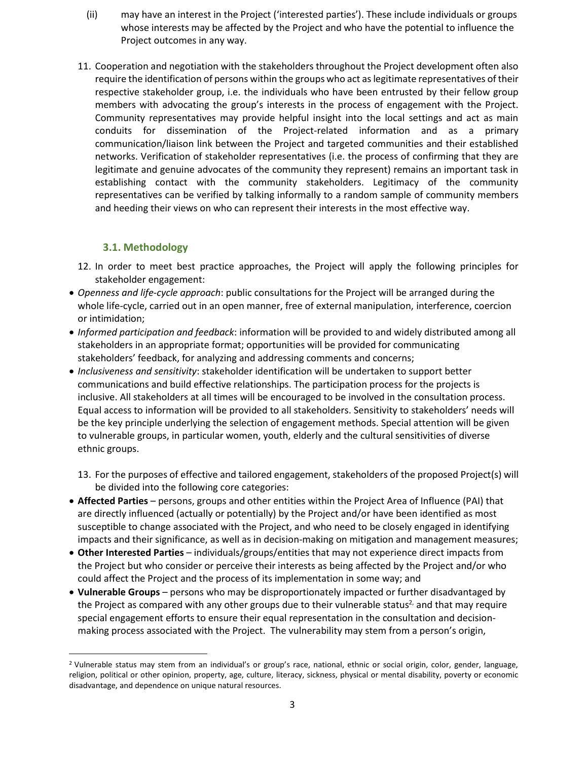(ii) may have an interest in the Project ('interested parties'). These include individuals or groups whose interests may be affected by the Project and who have the potential to influence the Project outcomes in any way.

11. Cooperation and negotiation with the stakeholders throughout the Project development often also require the identification of persons within the groups who act as legitimate representatives of their respective stakeholder group, i.e. the individuals who have been entrusted by their fellow group members with advocating the group's interests in the process of engagement with the Project. Community representatives may provide helpful insight into the local settings and act as main conduits for dissemination of the Project-related information and as a primary communication/liaison link between the Project and targeted communities and their established networks. Verification of stakeholder representatives (i.e. the process of confirming that they are legitimate and genuine advocates of the community they represent) remains an important task in establishing contact with the community stakeholders. Legitimacy of the community representatives can be verified by talking informally to a random sample of community members and heeding their views on who can represent their interests in the most effective way.

### 3.1. Methodology

12. In order to meet best practice approaches, the Project will apply the following principles for stakeholder engagement:

- *Openness and life-cycle approach*: public consultations for the Project will be arranged during the whole life-cycle, carried out in an open manner, free of external manipulation, interference, coercion or intimidation;
- *Informed participation and feedback*: information will be provided to and widely distributed among all stakeholders in an appropriate format; opportunities will be provided for communicating stakeholders' feedback, for analyzing and addressing comments and concerns;
- *Inclusiveness and sensitivity*: stakeholder identification will be undertaken to support better communications and build effective relationships. The participation process for the projects is inclusive. All stakeholders at all times will be encouraged to be involved in the consultation process. Equal access to information will be provided to all stakeholders. Sensitivity to stakeholders' needs will be the key principle underlying the selection of engagement methods. Special attention will be given to vulnerable groups, in particular women, youth, elderly and the cultural sensitivities of diverse ethnic groups.

13. For the purposes of effective and tailored engagement, stakeholders of the proposed Project(s) will be divided into the following core categories:

- **Affected Parties** – persons, groups and other entities within the Project Area of Influence (PAI) that are directly influenced (actually or potentially) by the Project and/or have been identified as most susceptible to change associated with the Project, and who need to be closely engaged in identifying impacts and their significance, as well as in decision-making on mitigation and management measures;
- **Other Interested Parties** – individuals/groups/entities that may not experience direct impacts from the Project but who consider or perceive their interests as being affected by the Project and/or who could affect the Project and the process of its implementation in some way; and
- **Vulnerable Groups** – persons who may be disproportionately impacted or further disadvantaged by the Project as compared with any other groups due to their vulnerable status[2], and that may require special engagement efforts to ensure their equal representation in the consultation and decision-making process associated with the Project. The vulnerability may stem from a person's origin,

---

[2] Vulnerable status may stem from an individual's or group's race, national, ethnic or social origin, color, gender, language, religion, political or other opinion, property, age, culture, literacy, sickness, physical or mental disability, poverty or economic disadvantage, and dependence on unique natural resources.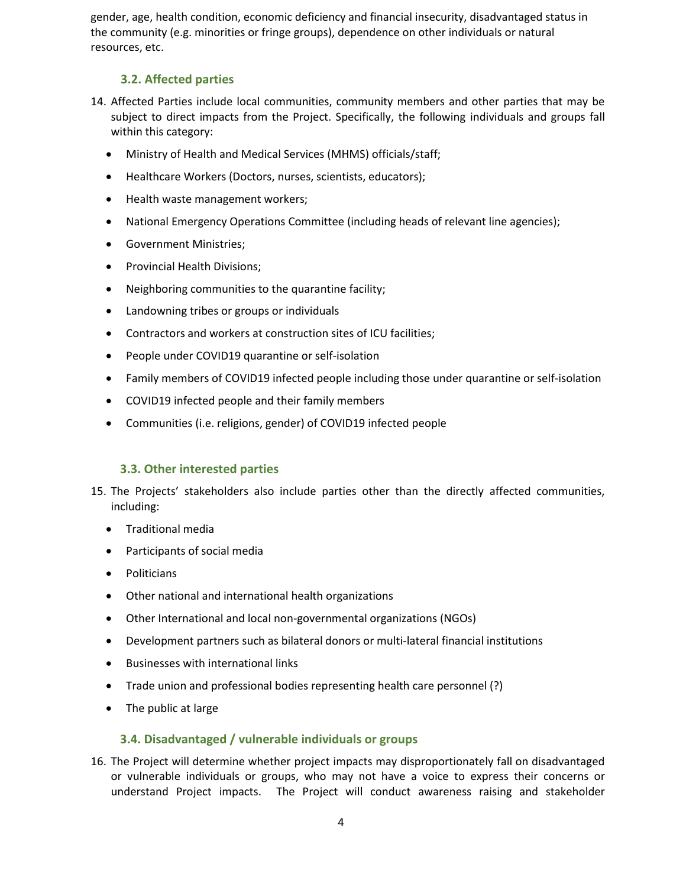gender, age, health condition, economic deficiency and financial insecurity, disadvantaged status in the community (e.g. minorities or fringe groups), dependence on other individuals or natural resources, etc.

### 3.2. Affected parties

14. Affected Parties include local communities, community members and other parties that may be subject to direct impacts from the Project. Specifically, the following individuals and groups fall within this category:

- Ministry of Health and Medical Services (MHMS) officials/staff;
- Healthcare Workers (Doctors, nurses, scientists, educators);
- Health waste management workers;
- National Emergency Operations Committee (including heads of relevant line agencies);
- Government Ministries;
- Provincial Health Divisions;
- Neighboring communities to the quarantine facility;
- Landowning tribes or groups or individuals
- Contractors and workers at construction sites of ICU facilities;
- People under COVID19 quarantine or self-isolation
- Family members of COVID19 infected people including those under quarantine or self-isolation
- COVID19 infected people and their family members
- Communities (i.e. religions, gender) of COVID19 infected people

### 3.3. Other interested parties

15. The Projects' stakeholders also include parties other than the directly affected communities, including:

- Traditional media
- Participants of social media
- Politicians
- Other national and international health organizations
- Other International and local non-governmental organizations (NGOs)
- Development partners such as bilateral donors or multi-lateral financial institutions
- Businesses with international links
- Trade union and professional bodies representing health care personnel (?)
- The public at large

### 3.4. Disadvantaged / vulnerable individuals or groups

16. The Project will determine whether project impacts may disproportionately fall on disadvantaged or vulnerable individuals or groups, who may not have a voice to express their concerns or understand Project impacts. The Project will conduct awareness raising and stakeholder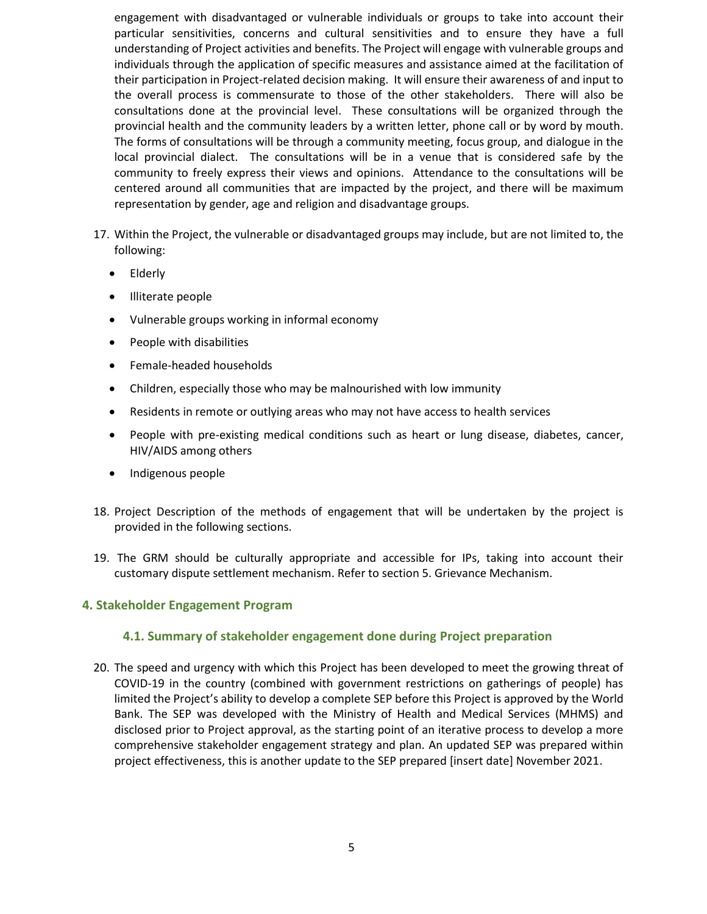engagement with disadvantaged or vulnerable individuals or groups to take into account their particular sensitivities, concerns and cultural sensitivities and to ensure they have a full understanding of Project activities and benefits. The Project will engage with vulnerable groups and individuals through the application of specific measures and assistance aimed at the facilitation of their participation in Project-related decision making. It will ensure their awareness of and input to the overall process is commensurate to those of the other stakeholders. There will also be consultations done at the provincial level. These consultations will be organized through the provincial health and the community leaders by a written letter, phone call or by word by mouth. The forms of consultations will be through a community meeting, focus group, and dialogue in the local provincial dialect. The consultations will be in a venue that is considered safe by the community to freely express their views and opinions. Attendance to the consultations will be centered around all communities that are impacted by the project, and there will be maximum representation by gender, age and religion and disadvantage groups.

17. Within the Project, the vulnerable or disadvantaged groups may include, but are not limited to, the following:
    - Elderly
    - Illiterate people
    - Vulnerable groups working in informal economy
    - People with disabilities
    - Female-headed households
    - Children, especially those who may be malnourished with low immunity
    - Residents in remote or outlying areas who may not have access to health services
    - People with pre-existing medical conditions such as heart or lung disease, diabetes, cancer, HIV/AIDS among others
    - Indigenous people

18. Project Description of the methods of engagement that will be undertaken by the project is provided in the following sections.

19. The GRM should be culturally appropriate and accessible for IPs, taking into account their customary dispute settlement mechanism. Refer to section 5. Grievance Mechanism.

## 4. Stakeholder Engagement Program

### 4.1. Summary of stakeholder engagement done during Project preparation

20. The speed and urgency with which this Project has been developed to meet the growing threat of COVID-19 in the country (combined with government restrictions on gatherings of people) has limited the Project's ability to develop a complete SEP before this Project is approved by the World Bank. The SEP was developed with the Ministry of Health and Medical Services (MHMS) and disclosed prior to Project approval, as the starting point of an iterative process to develop a more comprehensive stakeholder engagement strategy and plan. An updated SEP was prepared within project effectiveness, this is another update to the SEP prepared [insert date] November 2021.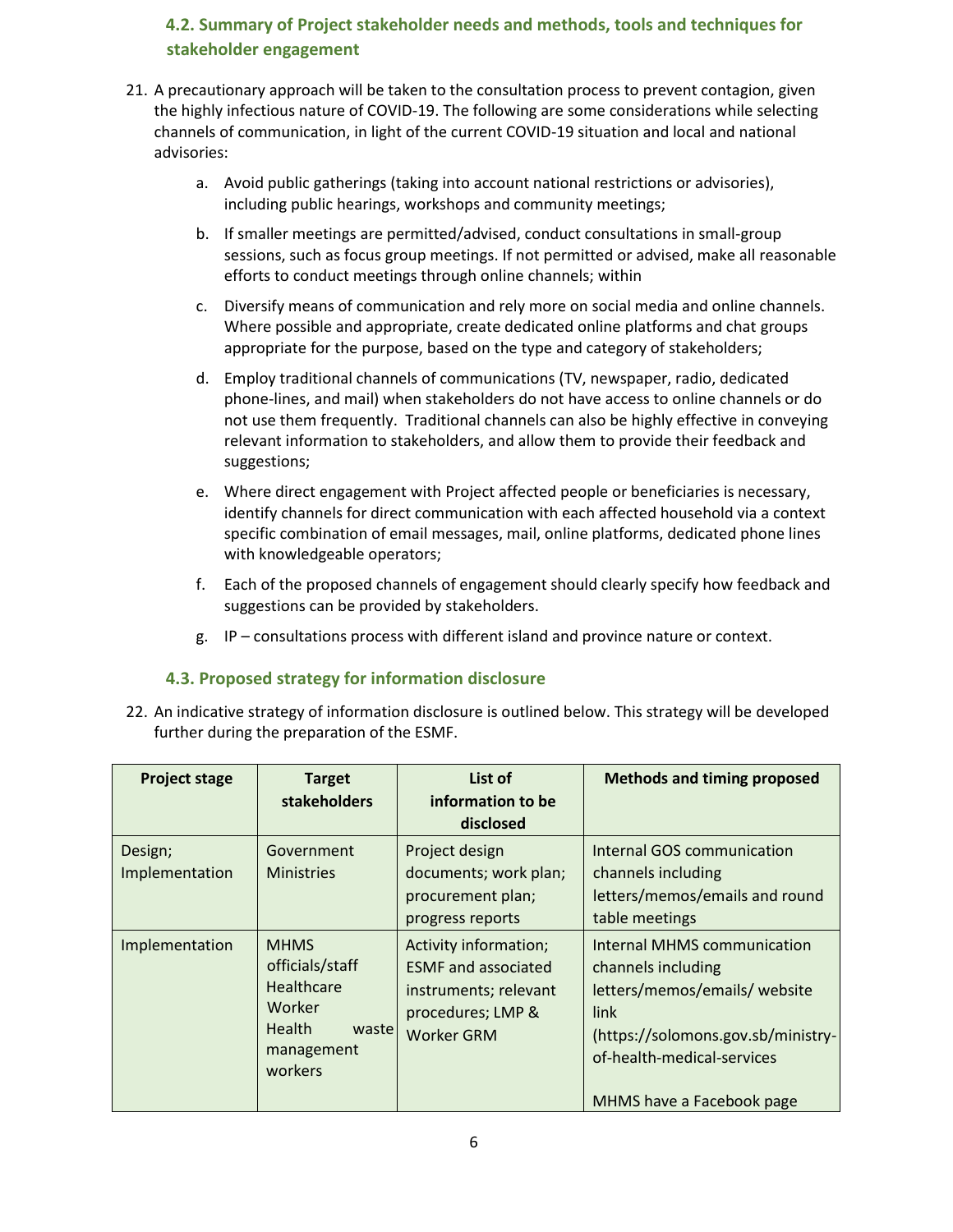### 4.2. Summary of Project stakeholder needs and methods, tools and techniques for stakeholder engagement

21. A precautionary approach will be taken to the consultation process to prevent contagion, given the highly infectious nature of COVID-19. The following are some considerations while selecting channels of communication, in light of the current COVID-19 situation and local and national advisories:

    a. Avoid public gatherings (taking into account national restrictions or advisories), including public hearings, workshops and community meetings;

    b. If smaller meetings are permitted/advised, conduct consultations in small-group sessions, such as focus group meetings. If not permitted or advised, make all reasonable efforts to conduct meetings through online channels; within

    c. Diversify means of communication and rely more on social media and online channels. Where possible and appropriate, create dedicated online platforms and chat groups appropriate for the purpose, based on the type and category of stakeholders;

    d. Employ traditional channels of communications (TV, newspaper, radio, dedicated phone-lines, and mail) when stakeholders do not have access to online channels or do not use them frequently. Traditional channels can also be highly effective in conveying relevant information to stakeholders, and allow them to provide their feedback and suggestions;

    e. Where direct engagement with Project affected people or beneficiaries is necessary, identify channels for direct communication with each affected household via a context specific combination of email messages, mail, online platforms, dedicated phone lines with knowledgeable operators;

    f. Each of the proposed channels of engagement should clearly specify how feedback and suggestions can be provided by stakeholders.

    g. IP – consultations process with different island and province nature or context.

### 4.3. Proposed strategy for information disclosure

22. An indicative strategy of information disclosure is outlined below. This strategy will be developed further during the preparation of the ESMF.

| Project stage | Target stakeholders | List of information to be disclosed | Methods and timing proposed |
|---|---|---|---|
| Design; Implementation | Government Ministries | Project design documents; work plan; procurement plan; progress reports | Internal GOS communication channels including letters/memos/emails and round table meetings |
| Implementation | MHMS officials/staff<br>Healthcare Worker<br>Health waste management workers | Activity information; ESMF and associated instruments; relevant procedures; LMP & Worker GRM | Internal MHMS communication channels including letters/memos/emails/ website link (https://solomons.gov.sb/ministry-of-health-medical-services<br><br>MHMS have a Facebook page |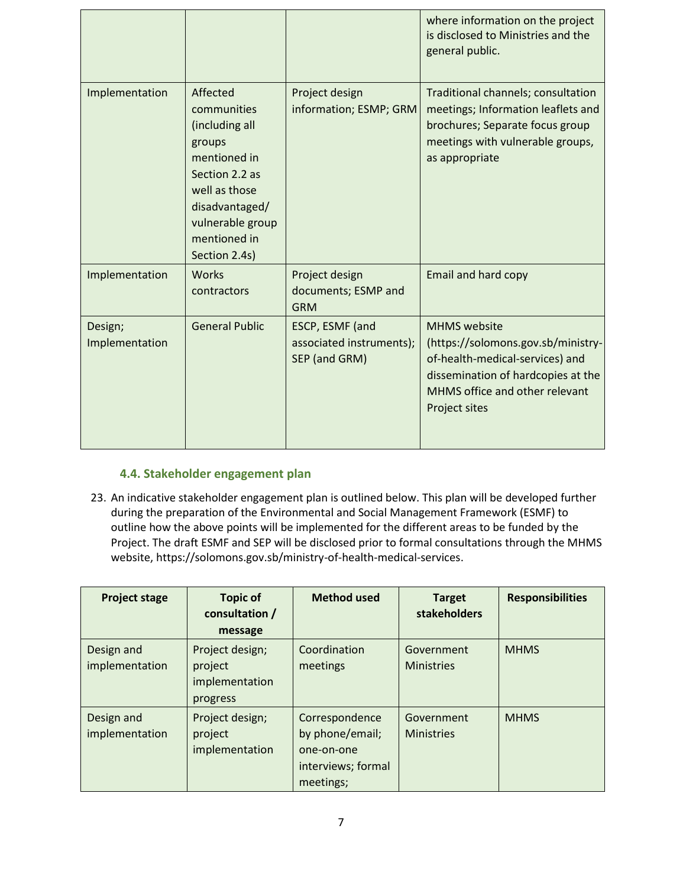| | | | where information on the project is disclosed to Ministries and the general public. |
|---|---|---|---|
| Implementation | Affected communities (including all groups mentioned in Section 2.2 as well as those disadvantaged/ vulnerable group mentioned in Section 2.4s) | Project design information; ESMP; GRM | Traditional channels; consultation meetings; Information leaflets and brochures; Separate focus group meetings with vulnerable groups, as appropriate |
| Implementation | Works contractors | Project design documents; ESMP and GRM | Email and hard copy |
| Design; Implementation | General Public | ESCP, ESMF (and associated instruments); SEP (and GRM) | MHMS website (https://solomons.gov.sb/ministry-of-health-medical-services) and dissemination of hardcopies at the MHMS office and other relevant Project sites |

### 4.4. Stakeholder engagement plan

23. An indicative stakeholder engagement plan is outlined below. This plan will be developed further during the preparation of the Environmental and Social Management Framework (ESMF) to outline how the above points will be implemented for the different areas to be funded by the Project. The draft ESMF and SEP will be disclosed prior to formal consultations through the MHMS website, https://solomons.gov.sb/ministry-of-health-medical-services.

| Project stage | Topic of consultation / message | Method used | Target stakeholders | Responsibilities |
|---|---|---|---|---|
| Design and implementation | Project design; project implementation progress | Coordination meetings | Government Ministries | MHMS |
| Design and implementation | Project design; project implementation | Correspondence by phone/email; one-on-one interviews; formal meetings; | Government Ministries | MHMS |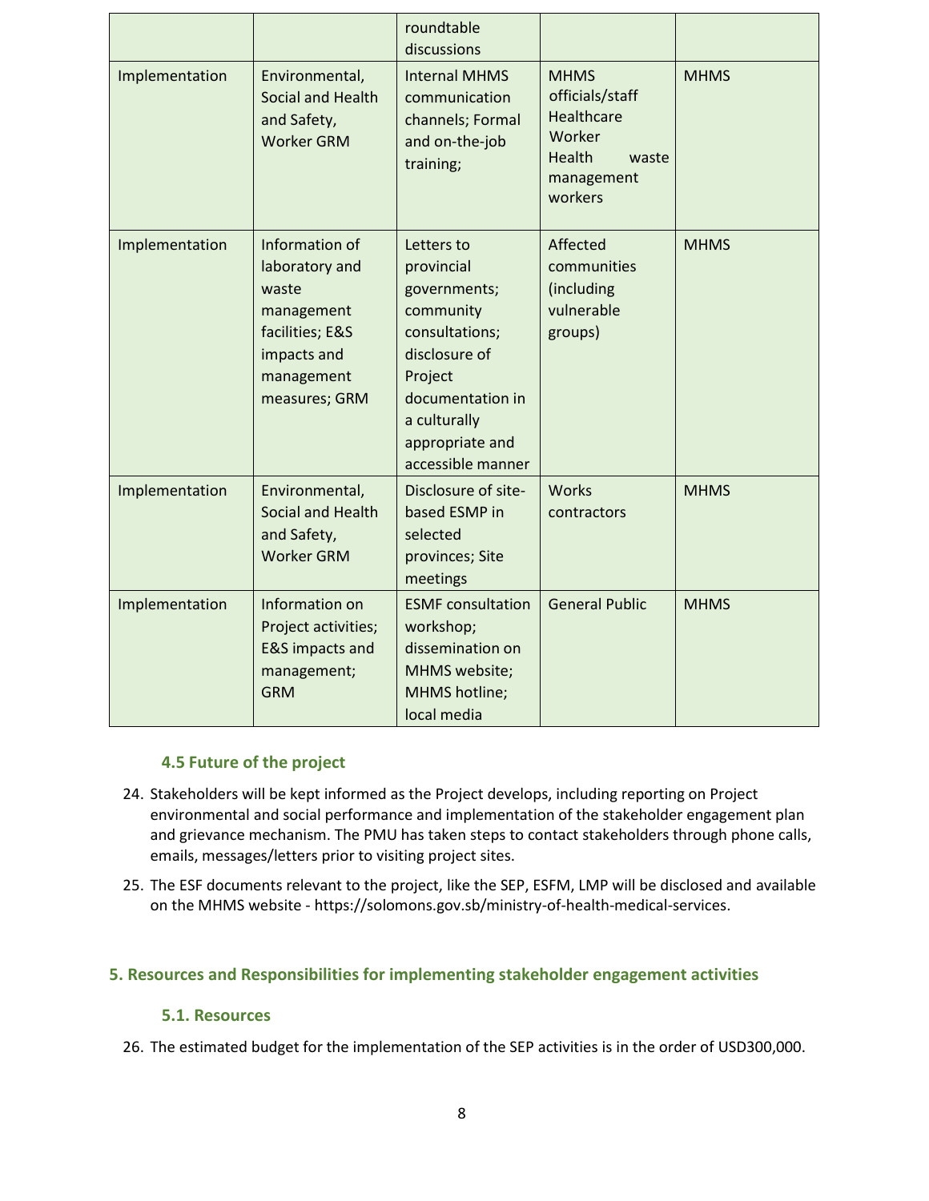| | | roundtable discussions | | |
|---|---|---|---|---|
| Implementation | Environmental, Social and Health and Safety, Worker GRM | Internal MHMS communication channels; Formal and on-the-job training; | MHMS officials/staff Healthcare Worker Health waste management workers | MHMS |
| Implementation | Information of laboratory and waste management facilities; E&S impacts and management measures; GRM | Letters to provincial governments; community consultations; disclosure of Project documentation in a culturally appropriate and accessible manner | Affected communities (including vulnerable groups) | MHMS |
| Implementation | Environmental, Social and Health and Safety, Worker GRM | Disclosure of site-based ESMP in selected provinces; Site meetings | Works contractors | MHMS |
| Implementation | Information on Project activities; E&S impacts and management; GRM | ESMF consultation workshop; dissemination on MHMS website; MHMS hotline; local media | General Public | MHMS |

### 4.5 Future of the project

24. Stakeholders will be kept informed as the Project develops, including reporting on Project environmental and social performance and implementation of the stakeholder engagement plan and grievance mechanism. The PMU has taken steps to contact stakeholders through phone calls, emails, messages/letters prior to visiting project sites.

25. The ESF documents relevant to the project, like the SEP, ESFM, LMP will be disclosed and available on the MHMS website - https://solomons.gov.sb/ministry-of-health-medical-services.

## 5. Resources and Responsibilities for implementing stakeholder engagement activities

### 5.1. Resources

26. The estimated budget for the implementation of the SEP activities is in the order of USD300,000.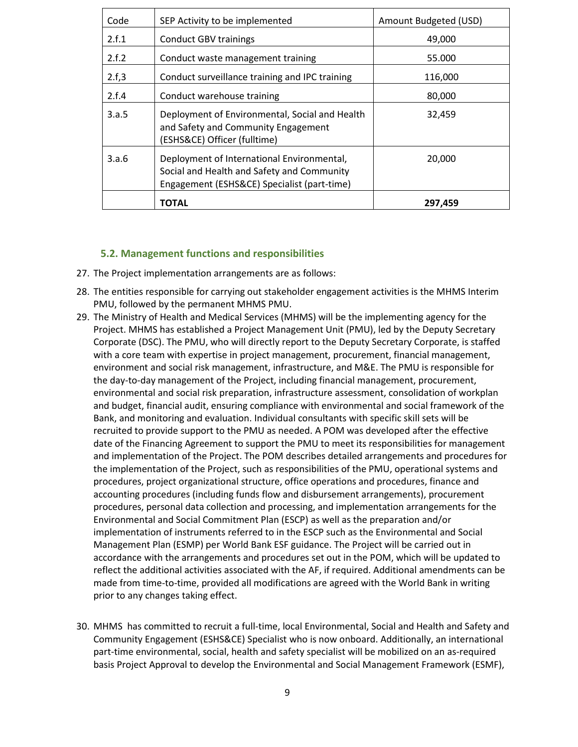| Code | SEP Activity to be implemented | Amount Budgeted (USD) |
|---|---|---|
| 2.f.1 | Conduct GBV trainings | 49,000 |
| 2.f.2 | Conduct waste management training | 55.000 |
| 2.f,3 | Conduct surveillance training and IPC training | 116,000 |
| 2.f.4 | Conduct warehouse training | 80,000 |
| 3.a.5 | Deployment of Environmental, Social and Health and Safety and Community Engagement (ESHS&CE) Officer (fulltime) | 32,459 |
| 3.a.6 | Deployment of International Environmental, Social and Health and Safety and Community Engagement (ESHS&CE) Specialist (part-time) | 20,000 |
| | **TOTAL** | **297,459** |

### 5.2. Management functions and responsibilities

27. The Project implementation arrangements are as follows:
28. The entities responsible for carrying out stakeholder engagement activities is the MHMS Interim PMU, followed by the permanent MHMS PMU.
29. The Ministry of Health and Medical Services (MHMS) will be the implementing agency for the Project. MHMS has established a Project Management Unit (PMU), led by the Deputy Secretary Corporate (DSC). The PMU, who will directly report to the Deputy Secretary Corporate, is staffed with a core team with expertise in project management, procurement, financial management, environment and social risk management, infrastructure, and M&E. The PMU is responsible for the day-to-day management of the Project, including financial management, procurement, environmental and social risk preparation, infrastructure assessment, consolidation of workplan and budget, financial audit, ensuring compliance with environmental and social framework of the Bank, and monitoring and evaluation. Individual consultants with specific skill sets will be recruited to provide support to the PMU as needed. A POM was developed after the effective date of the Financing Agreement to support the PMU to meet its responsibilities for management and implementation of the Project. The POM describes detailed arrangements and procedures for the implementation of the Project, such as responsibilities of the PMU, operational systems and procedures, project organizational structure, office operations and procedures, finance and accounting procedures (including funds flow and disbursement arrangements), procurement procedures, personal data collection and processing, and implementation arrangements for the Environmental and Social Commitment Plan (ESCP) as well as the preparation and/or implementation of instruments referred to in the ESCP such as the Environmental and Social Management Plan (ESMP) per World Bank ESF guidance. The Project will be carried out in accordance with the arrangements and procedures set out in the POM, which will be updated to reflect the additional activities associated with the AF, if required. Additional amendments can be made from time-to-time, provided all modifications are agreed with the World Bank in writing prior to any changes taking effect.

30. MHMS has committed to recruit a full-time, local Environmental, Social and Health and Safety and Community Engagement (ESHS&CE) Specialist who is now onboard. Additionally, an international part-time environmental, social, health and safety specialist will be mobilized on an as-required basis Project Approval to develop the Environmental and Social Management Framework (ESMF),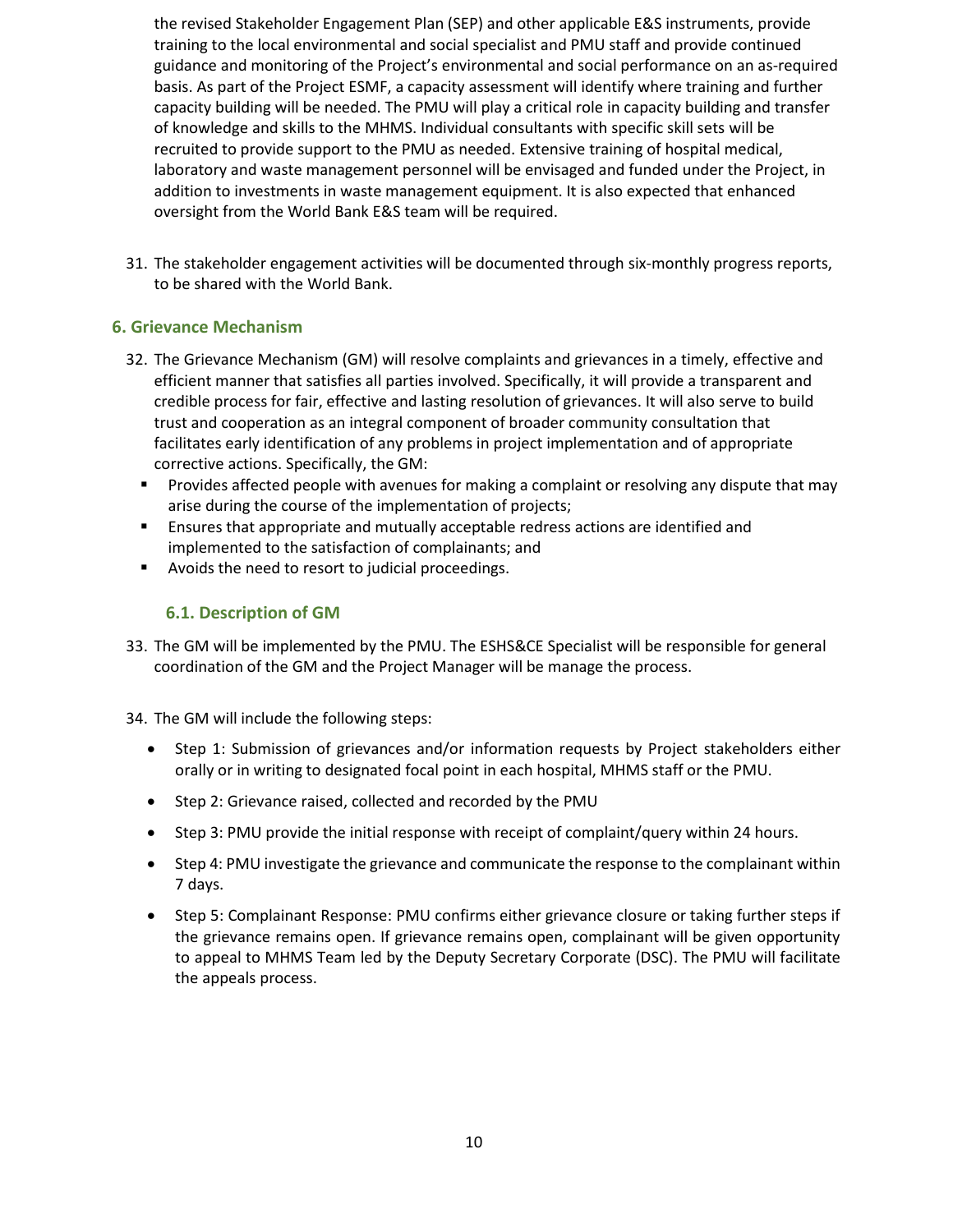the revised Stakeholder Engagement Plan (SEP) and other applicable E&S instruments, provide training to the local environmental and social specialist and PMU staff and provide continued guidance and monitoring of the Project's environmental and social performance on an as-required basis. As part of the Project ESMF, a capacity assessment will identify where training and further capacity building will be needed. The PMU will play a critical role in capacity building and transfer of knowledge and skills to the MHMS. Individual consultants with specific skill sets will be recruited to provide support to the PMU as needed. Extensive training of hospital medical, laboratory and waste management personnel will be envisaged and funded under the Project, in addition to investments in waste management equipment. It is also expected that enhanced oversight from the World Bank E&S team will be required.

31. The stakeholder engagement activities will be documented through six-monthly progress reports, to be shared with the World Bank.

## 6. Grievance Mechanism

32. The Grievance Mechanism (GM) will resolve complaints and grievances in a timely, effective and efficient manner that satisfies all parties involved. Specifically, it will provide a transparent and credible process for fair, effective and lasting resolution of grievances. It will also serve to build trust and cooperation as an integral component of broader community consultation that facilitates early identification of any problems in project implementation and of appropriate corrective actions. Specifically, the GM:
    - Provides affected people with avenues for making a complaint or resolving any dispute that may arise during the course of the implementation of projects;
    - Ensures that appropriate and mutually acceptable redress actions are identified and implemented to the satisfaction of complainants; and
    - Avoids the need to resort to judicial proceedings.

### 6.1. Description of GM

33. The GM will be implemented by the PMU. The ESHS&CE Specialist will be responsible for general coordination of the GM and the Project Manager will be manage the process.

34. The GM will include the following steps:
    - Step 1: Submission of grievances and/or information requests by Project stakeholders either orally or in writing to designated focal point in each hospital, MHMS staff or the PMU.
    - Step 2: Grievance raised, collected and recorded by the PMU
    - Step 3: PMU provide the initial response with receipt of complaint/query within 24 hours.
    - Step 4: PMU investigate the grievance and communicate the response to the complainant within 7 days.
    - Step 5: Complainant Response: PMU confirms either grievance closure or taking further steps if the grievance remains open. If grievance remains open, complainant will be given opportunity to appeal to MHMS Team led by the Deputy Secretary Corporate (DSC). The PMU will facilitate the appeals process.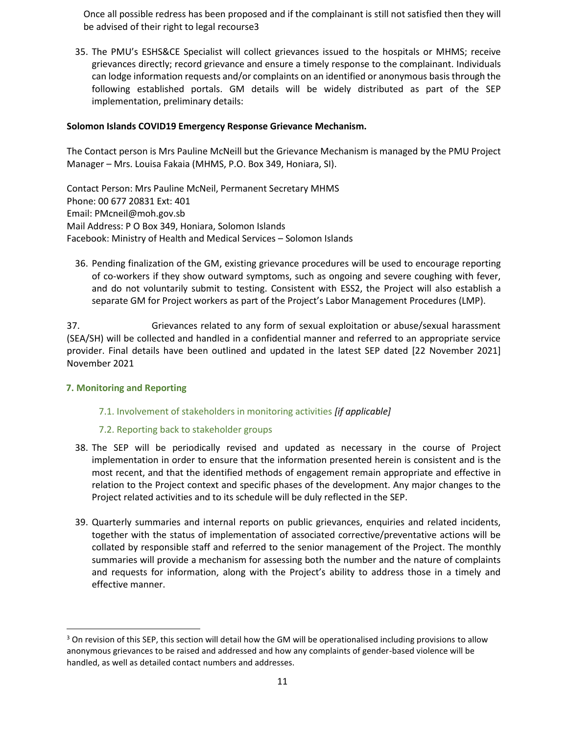Once all possible redress has been proposed and if the complainant is still not satisfied then they will be advised of their right to legal recourse[3]

35. The PMU's ESHS&CE Specialist will collect grievances issued to the hospitals or MHMS; receive grievances directly; record grievance and ensure a timely response to the complainant. Individuals can lodge information requests and/or complaints on an identified or anonymous basis through the following established portals. GM details will be widely distributed as part of the SEP implementation, preliminary details:

**Solomon Islands COVID19 Emergency Response Grievance Mechanism.**

The Contact person is Mrs Pauline McNeill but the Grievance Mechanism is managed by the PMU Project Manager – Mrs. Louisa Fakaia (MHMS, P.O. Box 349, Honiara, SI).

Contact Person: Mrs Pauline McNeil, Permanent Secretary MHMS
Phone: 00 677 20831 Ext: 401
Email: PMcneil@moh.gov.sb
Mail Address: P O Box 349, Honiara, Solomon Islands
Facebook: Ministry of Health and Medical Services – Solomon Islands

36. Pending finalization of the GM, existing grievance procedures will be used to encourage reporting of co-workers if they show outward symptoms, such as ongoing and severe coughing with fever, and do not voluntarily submit to testing. Consistent with ESS2, the Project will also establish a separate GM for Project workers as part of the Project's Labor Management Procedures (LMP).

37. Grievances related to any form of sexual exploitation or abuse/sexual harassment (SEA/SH) will be collected and handled in a confidential manner and referred to an appropriate service provider. Final details have been outlined and updated in the latest SEP dated [22 November 2021] November 2021

## 7. Monitoring and Reporting

### 7.1. Involvement of stakeholders in monitoring activities *[if applicable]*

### 7.2. Reporting back to stakeholder groups

38. The SEP will be periodically revised and updated as necessary in the course of Project implementation in order to ensure that the information presented herein is consistent and is the most recent, and that the identified methods of engagement remain appropriate and effective in relation to the Project context and specific phases of the development. Any major changes to the Project related activities and to its schedule will be duly reflected in the SEP.

39. Quarterly summaries and internal reports on public grievances, enquiries and related incidents, together with the status of implementation of associated corrective/preventative actions will be collated by responsible staff and referred to the senior management of the Project. The monthly summaries will provide a mechanism for assessing both the number and the nature of complaints and requests for information, along with the Project's ability to address those in a timely and effective manner.

---

[3] On revision of this SEP, this section will detail how the GM will be operationalised including provisions to allow anonymous grievances to be raised and addressed and how any complaints of gender-based violence will be handled, as well as detailed contact numbers and addresses.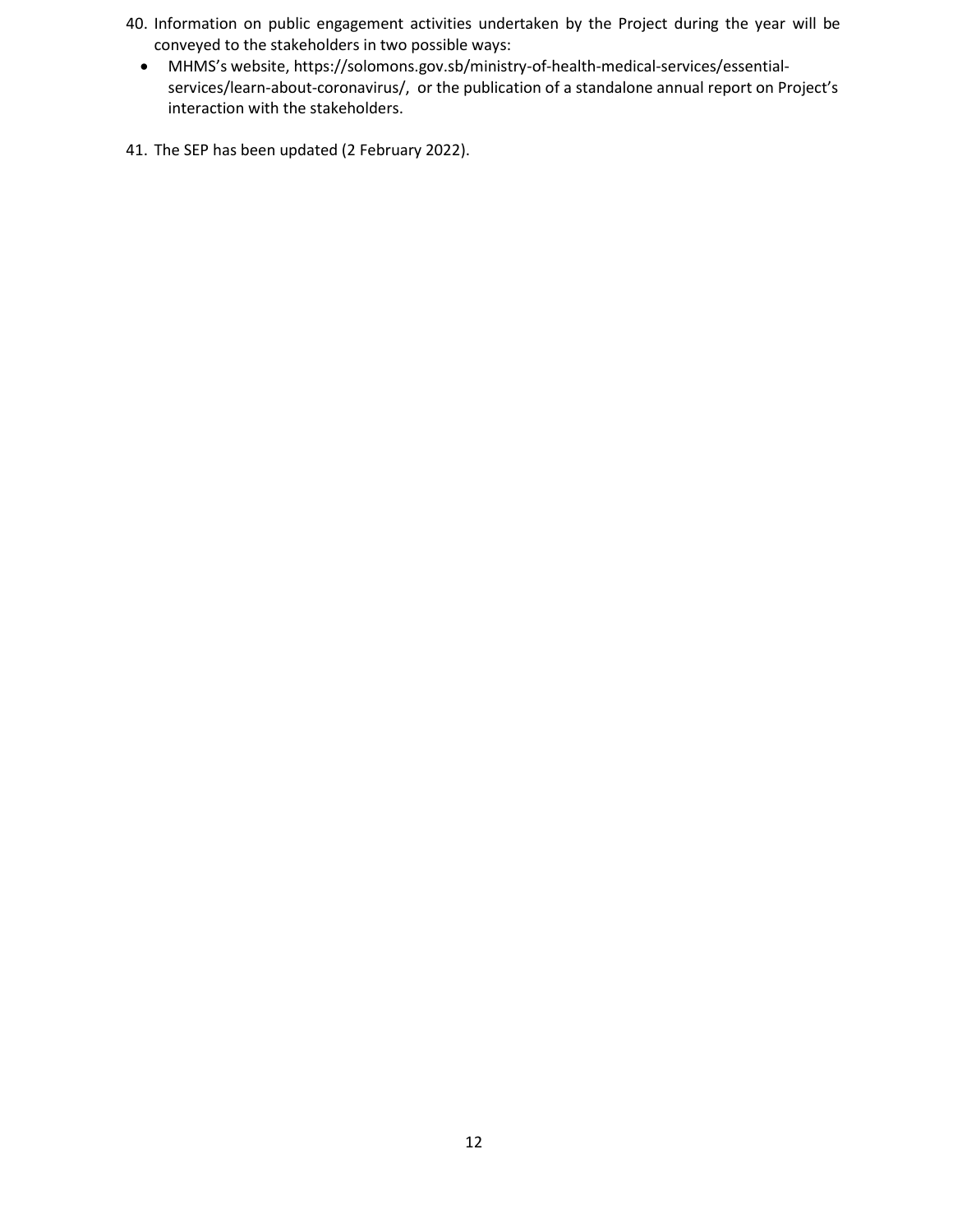40. Information on public engagement activities undertaken by the Project during the year will be conveyed to the stakeholders in two possible ways:
    - MHMS's website, https://solomons.gov.sb/ministry-of-health-medical-services/essential-services/learn-about-coronavirus/, or the publication of a standalone annual report on Project's interaction with the stakeholders.

41. The SEP has been updated (2 February 2022).